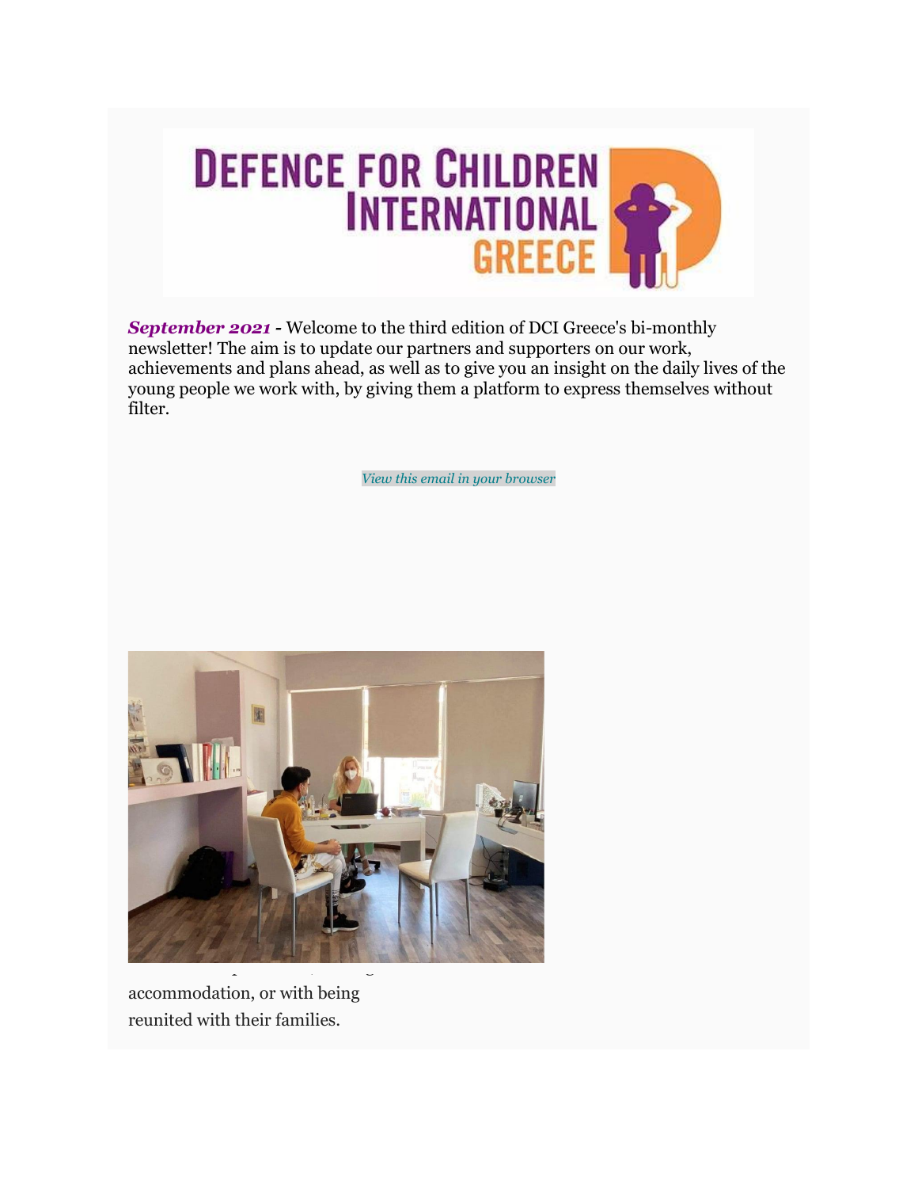*September 2021* - Welcome to the third edition of DCI Greece's bi-monthly newsletter! The aim is to update our partners and supporters on our work, achievements and plans ahead, as well as to give you an insight on the daily lives of the young people we work with, by giving them a platform to express themselves without filter.

*View this email in your browser*

accommodation, or with being reunited with their families.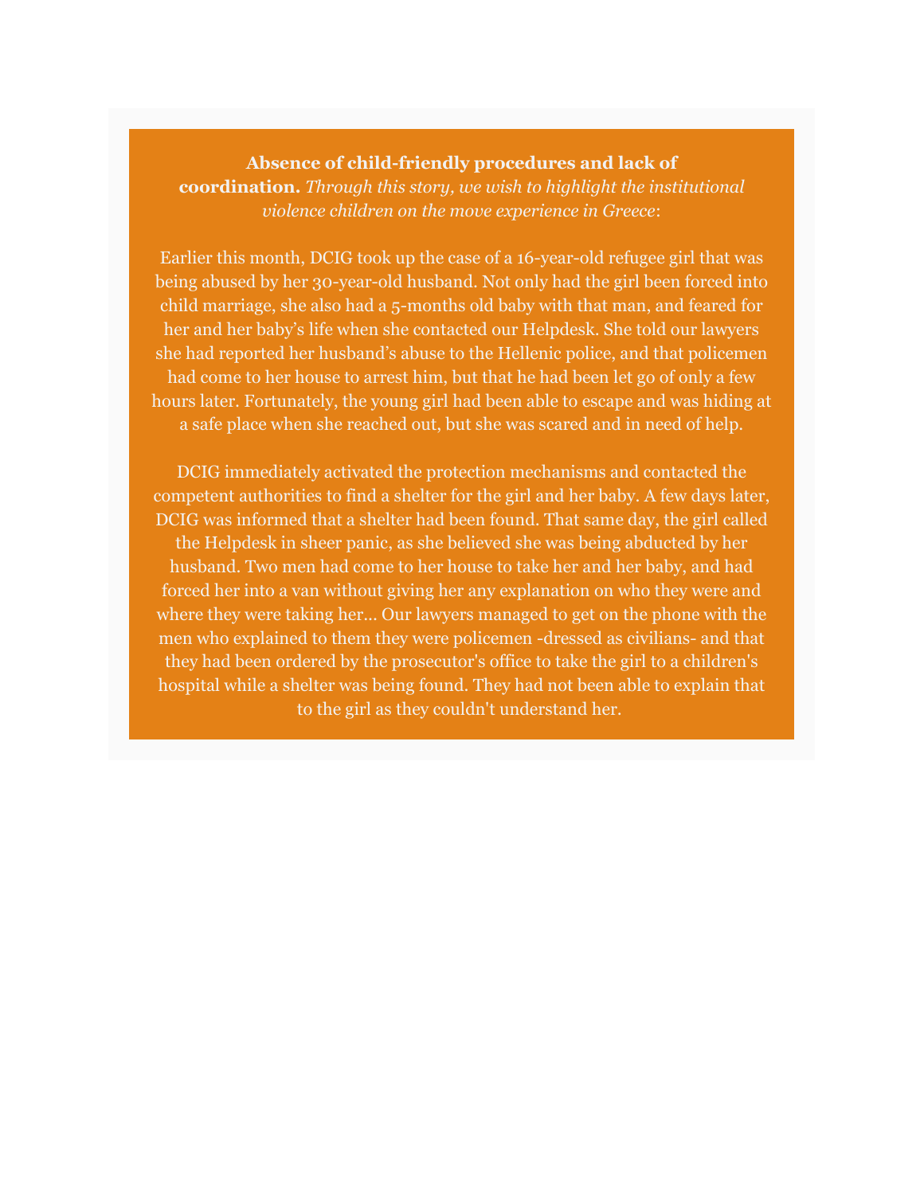**Absence of child-friendly procedures and lack of coordination.** *Through this story, we wish to highlight the institutional violence children on the move experience in Greece*:

Earlier this month, DCIG took up the case of a 16-year-old refugee girl that was being abused by her 30-year-old husband. Not only had the girl been forced into child marriage, she also had a 5-months old baby with that man, and feared for her and her baby's life when she contacted our Helpdesk. She told our lawyers she had reported her husband's abuse to the Hellenic police, and that policemen had come to her house to arrest him, but that he had been let go of only a few hours later. Fortunately, the young girl had been able to escape and was hiding at a safe place when she reached out, but she was scared and in need of help.

DCIG immediately activated the protection mechanisms and contacted the competent authorities to find a shelter for the girl and her baby. A few days later, DCIG was informed that a shelter had been found. That same day, the girl called the Helpdesk in sheer panic, as she believed she was being abducted by her husband. Two men had come to her house to take her and her baby, and had forced her into a van without giving her any explanation on who they were and where they were taking her... Our lawyers managed to get on the phone with the men who explained to them they were policemen -dressed as civilians- and that they had been ordered by the prosecutor's office to take the girl to a children's hospital while a shelter was being found. They had not been able to explain that to the girl as they couldn't understand her.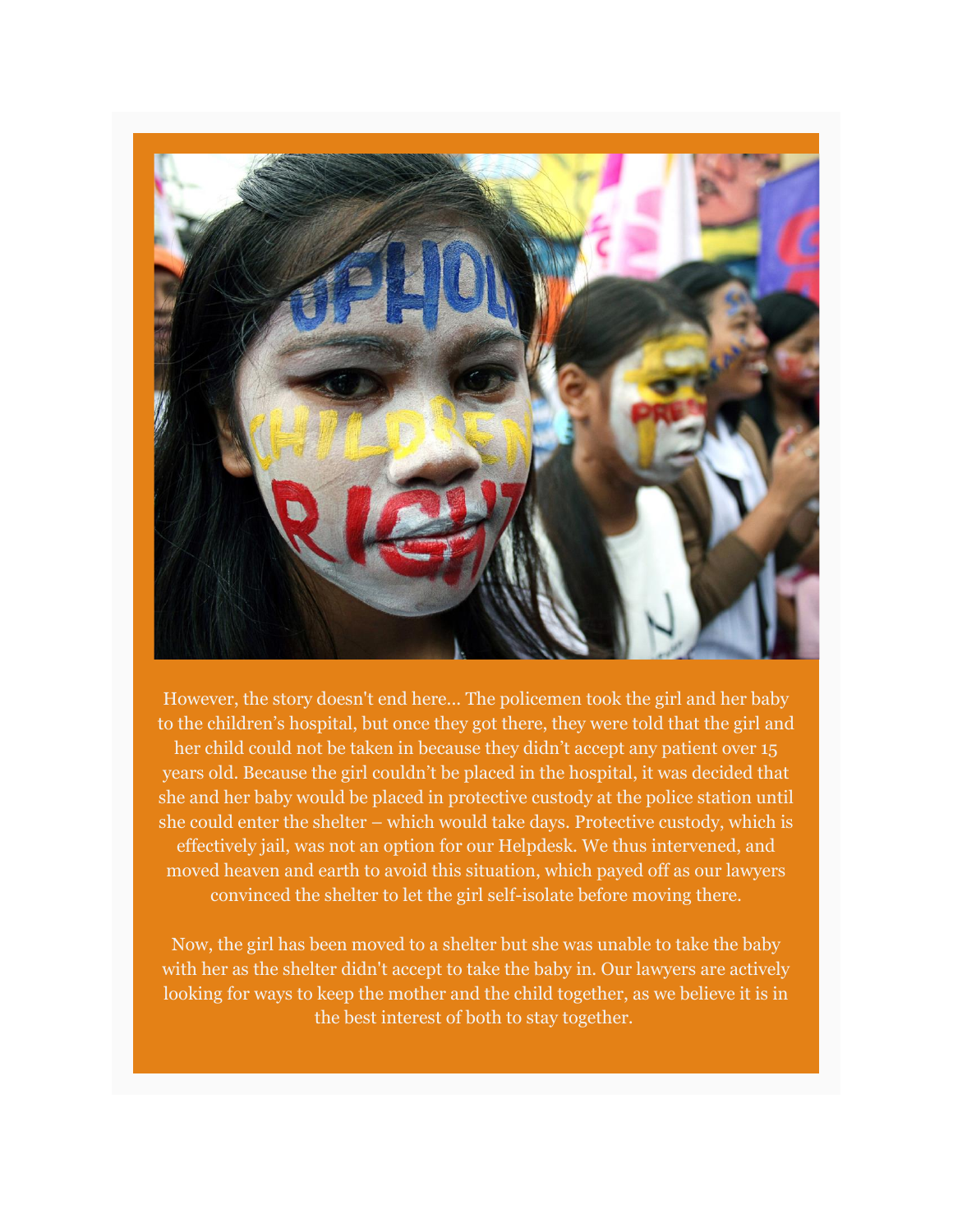However, the story doesn't end here... The policemen took the girl and her baby to the children's hospital, but once they got there, they were told that the girl and her child could not be taken in because they didn't accept any patient over 15 years old. Because the girl couldn't be placed in the hospital, it was decided that she and her baby would be placed in protective custody at the police station until she could enter the shelter – which would take days. Protective custody, which is effectively jail, was not an option for our Helpdesk. We thus intervened, and moved heaven and earth to avoid this situation, which payed off as our lawyers convinced the shelter to let the girl self-isolate before moving there.

Now, the girl has been moved to a shelter but she was unable to take the baby with her as the shelter didn't accept to take the baby in. Our lawyers are actively looking for ways to keep the mother and the child together, as we believe it is in the best interest of both to stay together.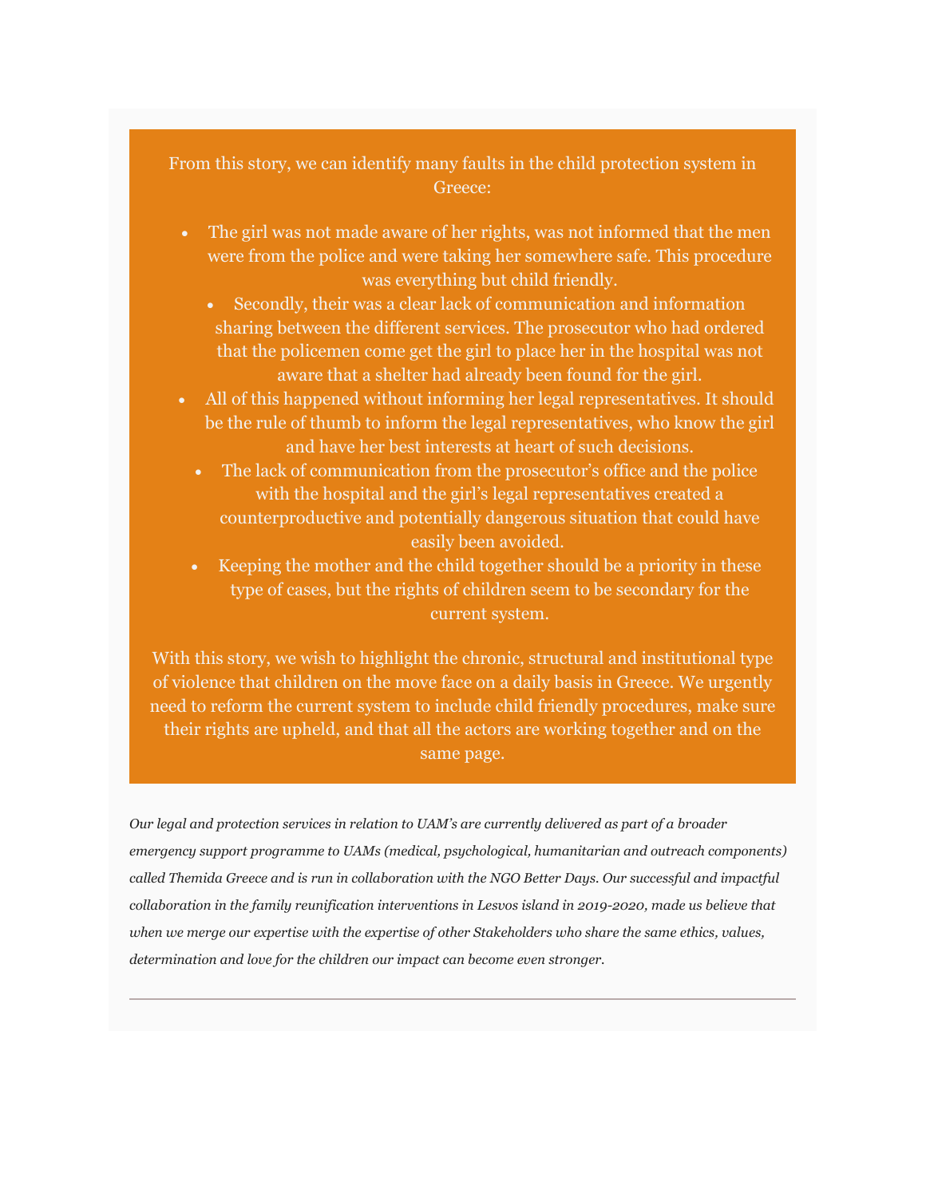From this story, we can identify many faults in the child protection system in Greece:

- The girl was not made aware of her rights, was not informed that the men were from the police and were taking her somewhere safe. This procedure was everything but child friendly.
- Secondly, their was a clear lack of communication and information sharing between the different services. The prosecutor who had ordered that the policemen come get the girl to place her in the hospital was not aware that a shelter had already been found for the girl.
- All of this happened without informing her legal representatives. It should be the rule of thumb to inform the legal representatives, who know the girl and have her best interests at heart of such decisions.
- The lack of communication from the prosecutor's office and the police with the hospital and the girl's legal representatives created a counterproductive and potentially dangerous situation that could have easily been avoided.
- Keeping the mother and the child together should be a priority in these type of cases, but the rights of children seem to be secondary for the current system.

With this story, we wish to highlight the chronic, structural and institutional type of violence that children on the move face on a daily basis in Greece. We urgently need to reform the current system to include child friendly procedures, make sure their rights are upheld, and that all the actors are working together and on the same page.

*Our legal and protection services in relation to UAM's are currently delivered as part of a broader emergency support programme to UAMs (medical, psychological, humanitarian and outreach components) called Themida Greece and is run in collaboration with the NGO Better Days. Our successful and impactful collaboration in the family reunification interventions in Lesvos island in 2019-2020, made us believe that when we merge our expertise with the expertise of other Stakeholders who share the same ethics, values, determination and love for the children our impact can become even stronger.*

---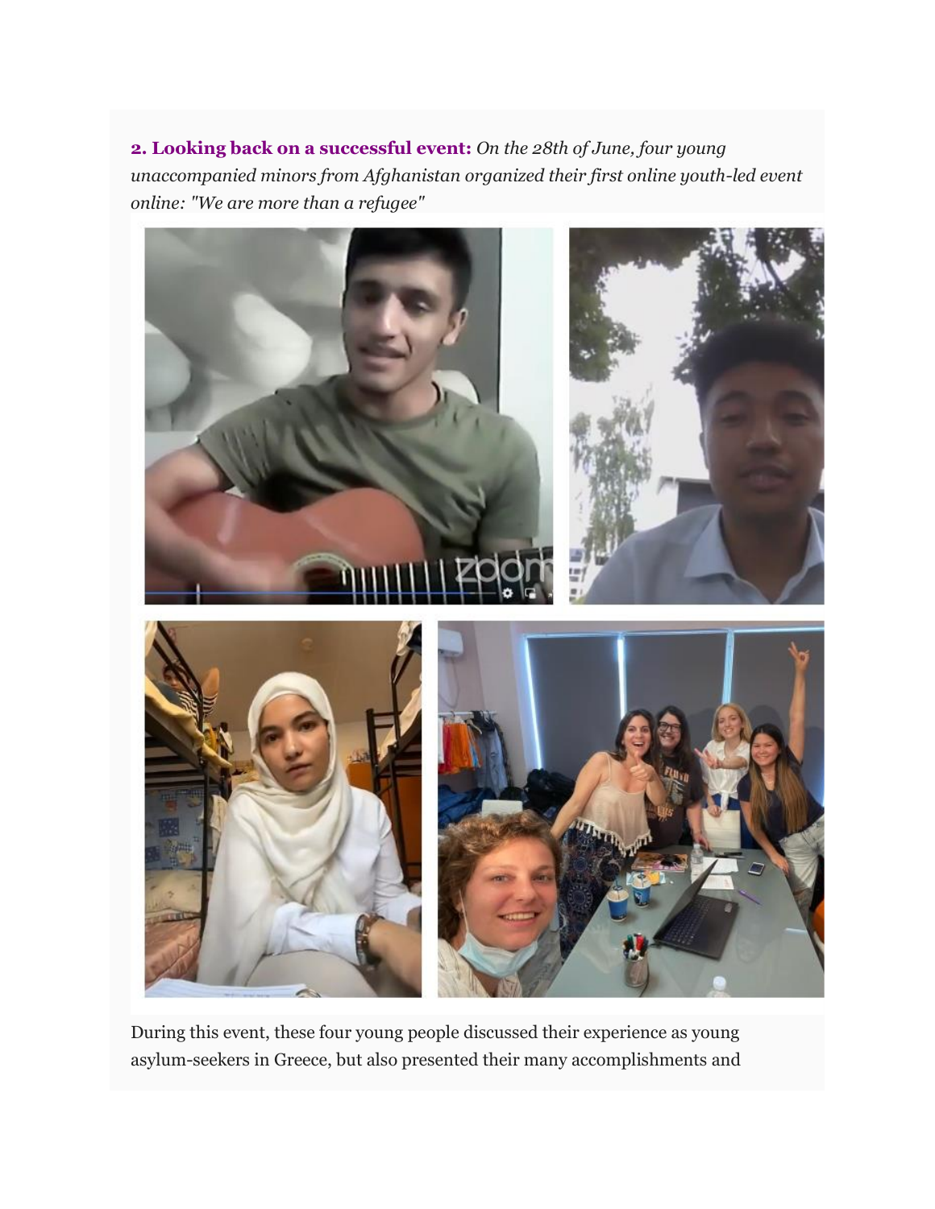**2. Looking back on a successful event:** *On the 28th of June, four young unaccompanied minors from Afghanistan organized their first online youth-led event online: "We are more than a refugee"*

During this event, these four young people discussed their experience as young asylum-seekers in Greece, but also presented their many accomplishments and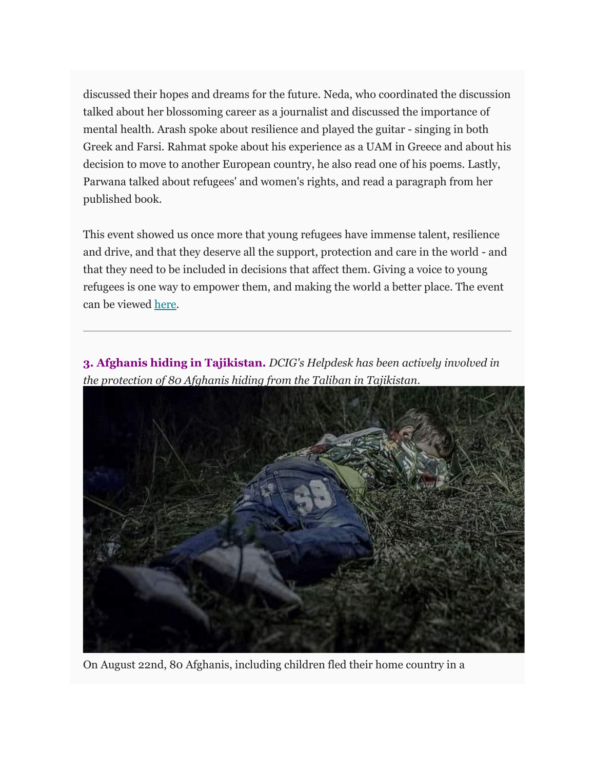discussed their hopes and dreams for the future. Neda, who coordinated the discussion talked about her blossoming career as a journalist and discussed the importance of mental health. Arash spoke about resilience and played the guitar - singing in both Greek and Farsi. Rahmat spoke about his experience as a UAM in Greece and about his decision to move to another European country, he also read one of his poems. Lastly, Parwana talked about refugees' and women's rights, and read a paragraph from her published book.

This event showed us once more that young refugees have immense talent, resilience and drive, and that they deserve all the support, protection and care in the world - and that they need to be included in decisions that affect them. Giving a voice to young refugees is one way to empower them, and making the world a better place. The event can be viewed here.

---

**3. Afghanis hiding in Tajikistan.** *DCIG's Helpdesk has been actively involved in the protection of 80 Afghanis hiding from the Taliban in Tajikistan.*

On August 22nd, 80 Afghanis, including children fled their home country in a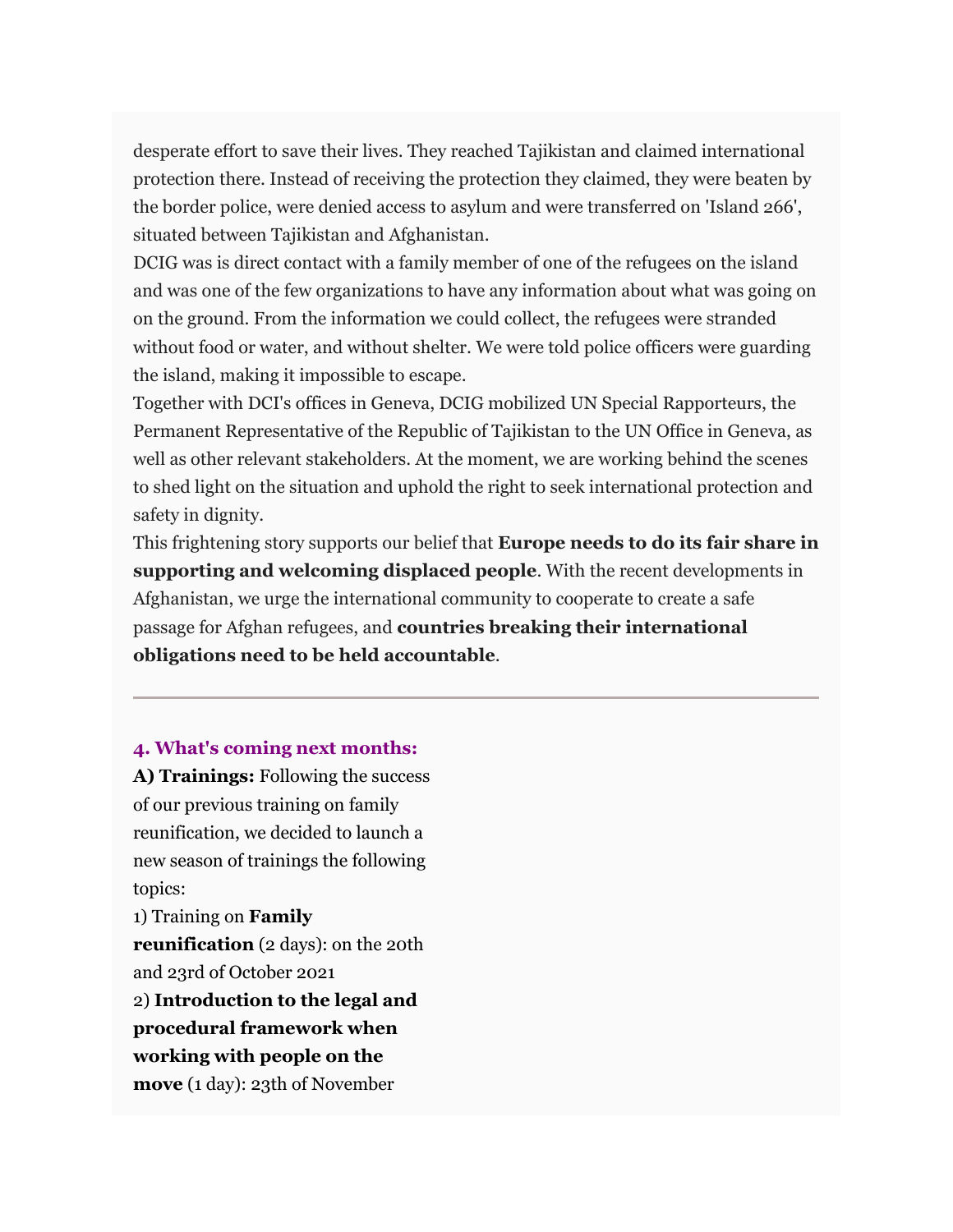desperate effort to save their lives. They reached Tajikistan and claimed international protection there. Instead of receiving the protection they claimed, they were beaten by the border police, were denied access to asylum and were transferred on 'Island 266', situated between Tajikistan and Afghanistan.

DCIG was is direct contact with a family member of one of the refugees on the island and was one of the few organizations to have any information about what was going on on the ground. From the information we could collect, the refugees were stranded without food or water, and without shelter. We were told police officers were guarding the island, making it impossible to escape.

Together with DCI's offices in Geneva, DCIG mobilized UN Special Rapporteurs, the Permanent Representative of the Republic of Tajikistan to the UN Office in Geneva, as well as other relevant stakeholders. At the moment, we are working behind the scenes to shed light on the situation and uphold the right to seek international protection and safety in dignity.

This frightening story supports our belief that **Europe needs to do its fair share in supporting and welcoming displaced people**. With the recent developments in Afghanistan, we urge the international community to cooperate to create a safe passage for Afghan refugees, and **countries breaking their international obligations need to be held accountable**.

---

### 4. What's coming next months:

**A) Trainings:** Following the success of our previous training on family reunification, we decided to launch a new season of trainings the following topics:

1) Training on **Family reunification** (2 days): on the 20th and 23rd of October 2021

2) **Introduction to the legal and procedural framework when working with people on the move** (1 day): 23th of November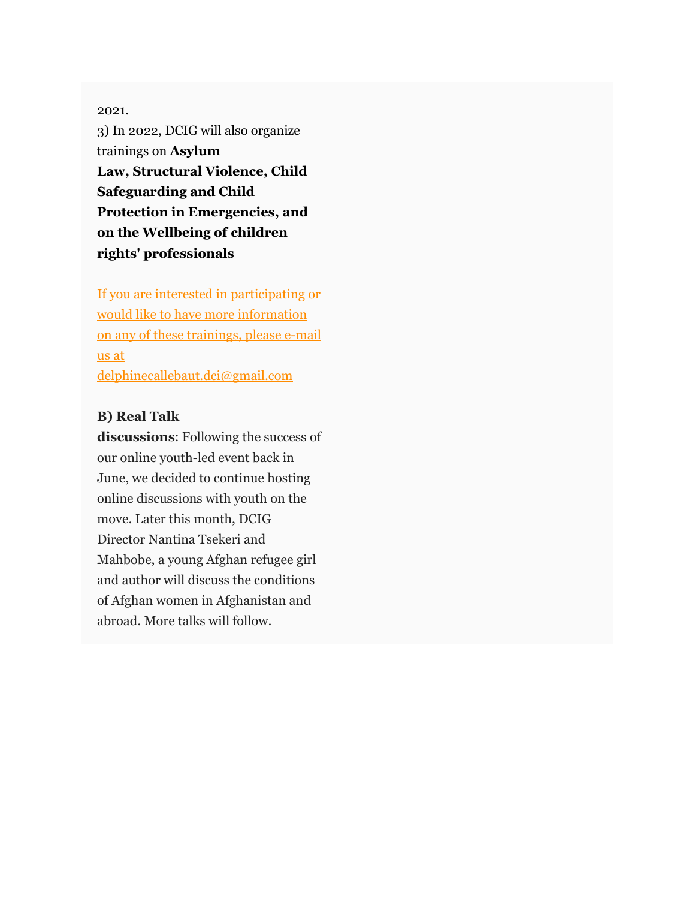2021.

3) In 2022, DCIG will also organize trainings on **Asylum Law, Structural Violence, Child Safeguarding and Child Protection in Emergencies, and on the Wellbeing of children rights' professionals**

[If you are interested in participating or would like to have more information on any of these trainings, please e-mail us at delphinecallebaut.dci@gmail.com](mailto:delphinecallebaut.dci@gmail.com)

**B) Real Talk discussions**: Following the success of our online youth-led event back in June, we decided to continue hosting online discussions with youth on the move. Later this month, DCIG Director Nantina Tsekeri and Mahbobe, a young Afghan refugee girl and author will discuss the conditions of Afghan women in Afghanistan and abroad. More talks will follow.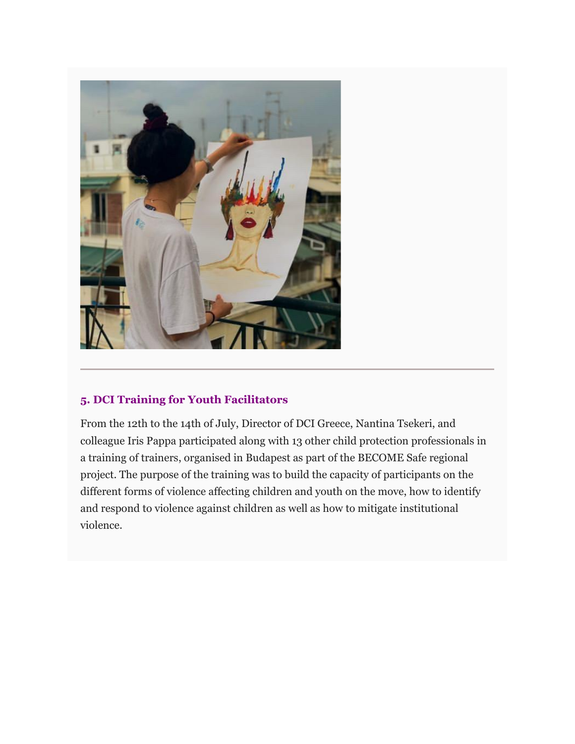## 5. DCI Training for Youth Facilitators

From the 12th to the 14th of July, Director of DCI Greece, Nantina Tsekeri, and colleague Iris Pappa participated along with 13 other child protection professionals in a training of trainers, organised in Budapest as part of the BECOME Safe regional project. The purpose of the training was to build the capacity of participants on the different forms of violence affecting children and youth on the move, how to identify and respond to violence against children as well as how to mitigate institutional violence.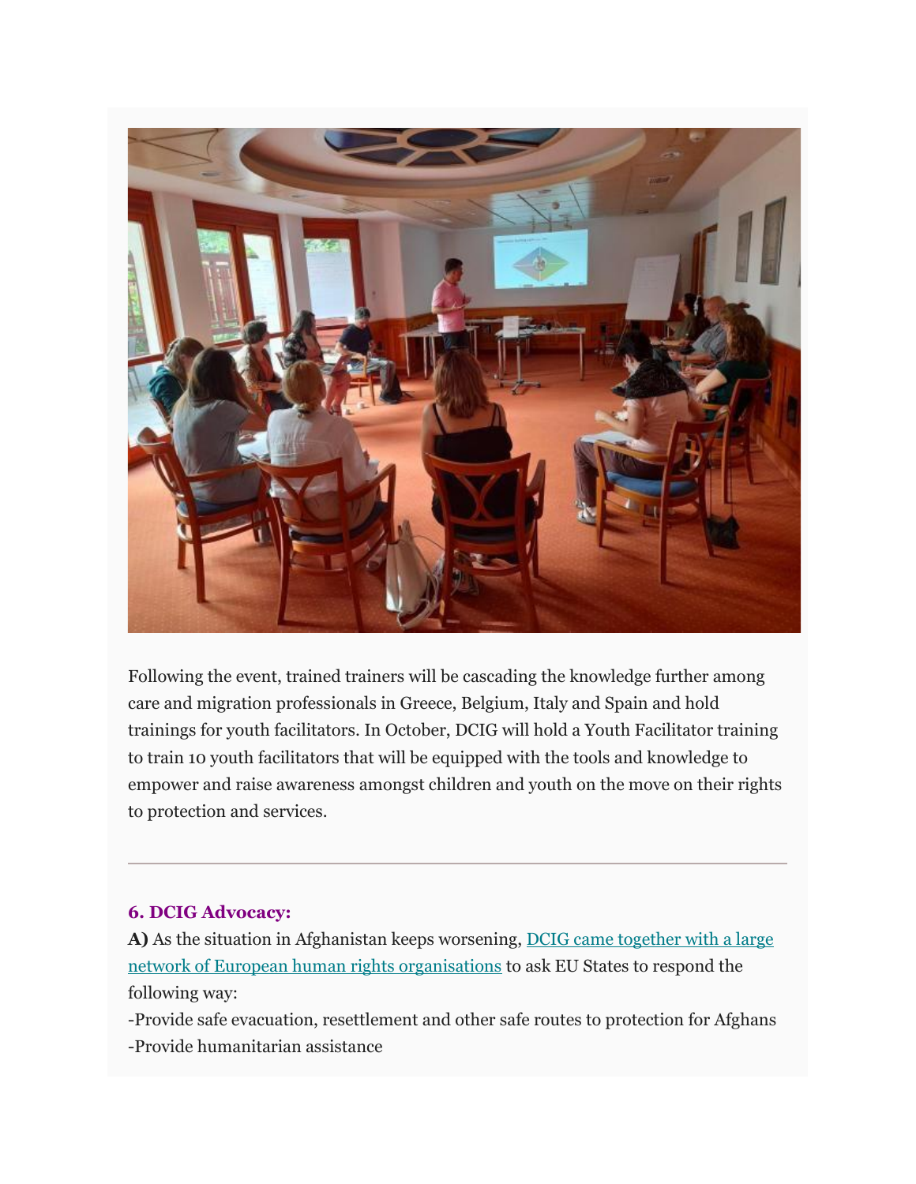Following the event, trained trainers will be cascading the knowledge further among care and migration professionals in Greece, Belgium, Italy and Spain and hold trainings for youth facilitators. In October, DCIG will hold a Youth Facilitator training to train 10 youth facilitators that will be equipped with the tools and knowledge to empower and raise awareness amongst children and youth on the move on their rights to protection and services.

---

### 6. DCIG Advocacy:

**A)** As the situation in Afghanistan keeps worsening, DCIG came together with a large network of European human rights organisations to ask EU States to respond the following way:

-Provide safe evacuation, resettlement and other safe routes to protection for Afghans
-Provide humanitarian assistance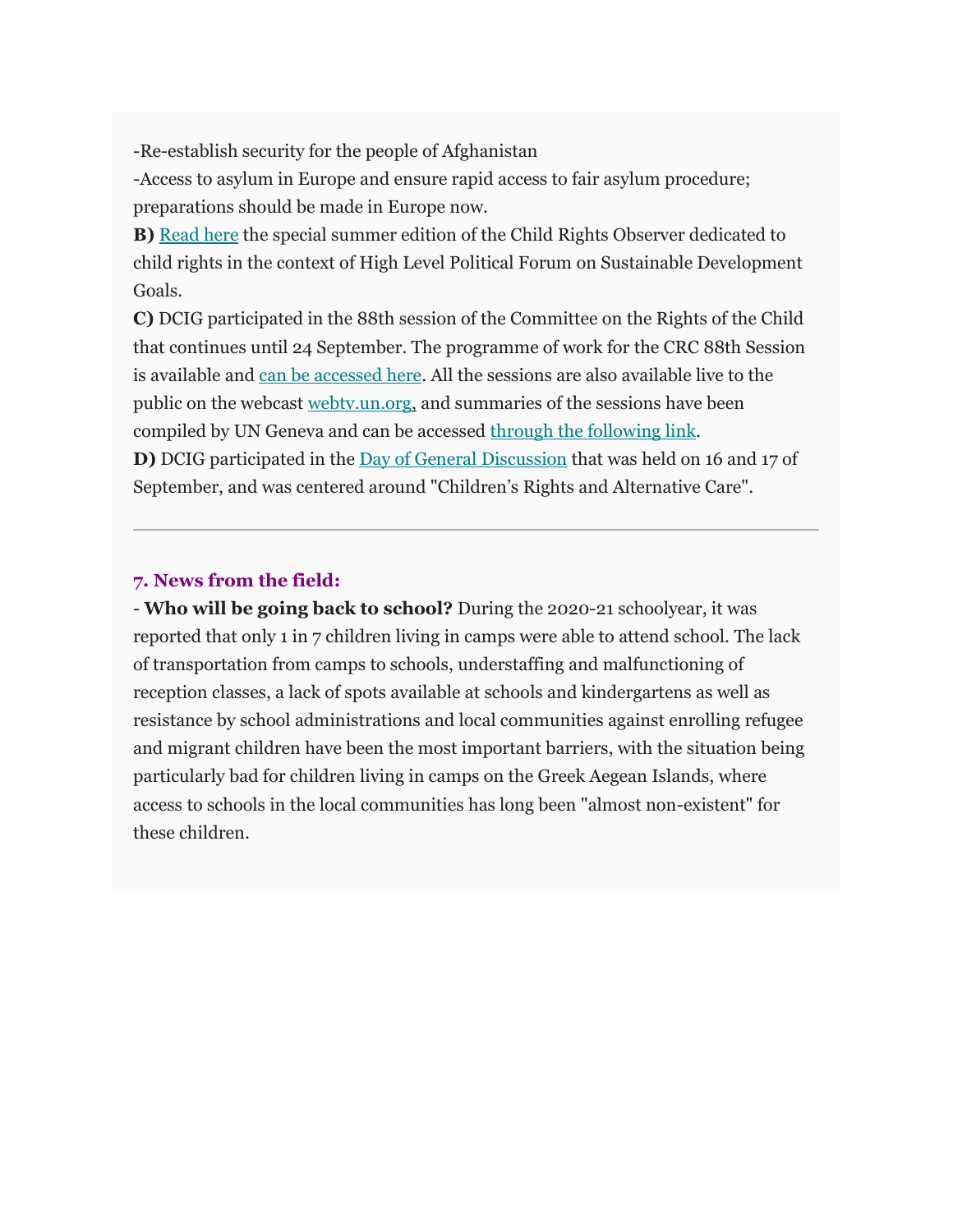-Re-establish security for the people of Afghanistan
-Access to asylum in Europe and ensure rapid access to fair asylum procedure; preparations should be made in Europe now.

**B)** Read here the special summer edition of the Child Rights Observer dedicated to child rights in the context of High Level Political Forum on Sustainable Development Goals.

**C)** DCIG participated in the 88th session of the Committee on the Rights of the Child that continues until 24 September. The programme of work for the CRC 88th Session is available and can be accessed here. All the sessions are also available live to the public on the webcast webtv.un.org, and summaries of the sessions have been compiled by UN Geneva and can be accessed through the following link.

**D)** DCIG participated in the Day of General Discussion that was held on 16 and 17 of September, and was centered around "Children's Rights and Alternative Care".

---

### 7. News from the field:

- **Who will be going back to school?** During the 2020-21 schoolyear, it was reported that only 1 in 7 children living in camps were able to attend school. The lack of transportation from camps to schools, understaffing and malfunctioning of reception classes, a lack of spots available at schools and kindergartens as well as resistance by school administrations and local communities against enrolling refugee and migrant children have been the most important barriers, with the situation being particularly bad for children living in camps on the Greek Aegean Islands, where access to schools in the local communities has long been "almost non-existent" for these children.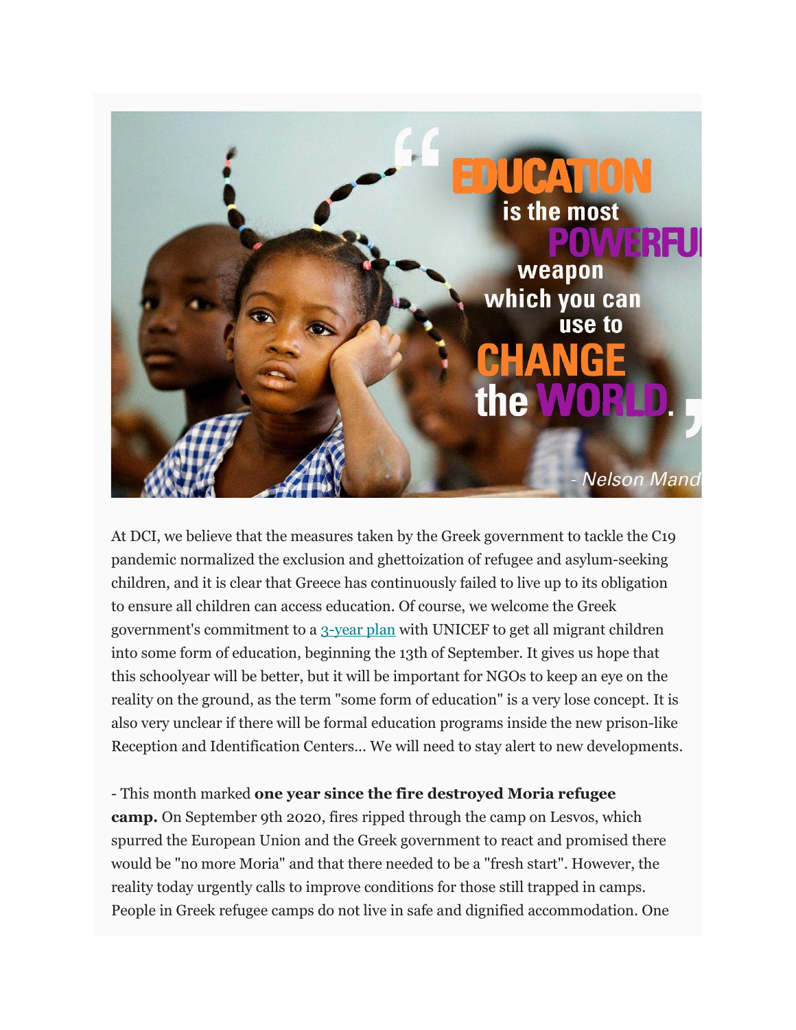At DCI, we believe that the measures taken by the Greek government to tackle the C19 pandemic normalized the exclusion and ghettoization of refugee and asylum-seeking children, and it is clear that Greece has continuously failed to live up to its obligation to ensure all children can access education. Of course, we welcome the Greek government's commitment to a 3-year plan with UNICEF to get all migrant children into some form of education, beginning the 13th of September. It gives us hope that this schoolyear will be better, but it will be important for NGOs to keep an eye on the reality on the ground, as the term "some form of education" is a very lose concept. It is also very unclear if there will be formal education programs inside the new prison-like Reception and Identification Centers... We will need to stay alert to new developments.

- This month marked **one year since the fire destroyed Moria refugee camp.** On September 9th 2020, fires ripped through the camp on Lesvos, which spurred the European Union and the Greek government to react and promised there would be "no more Moria" and that there needed to be a "fresh start". However, the reality today urgently calls to improve conditions for those still trapped in camps. People in Greek refugee camps do not live in safe and dignified accommodation. One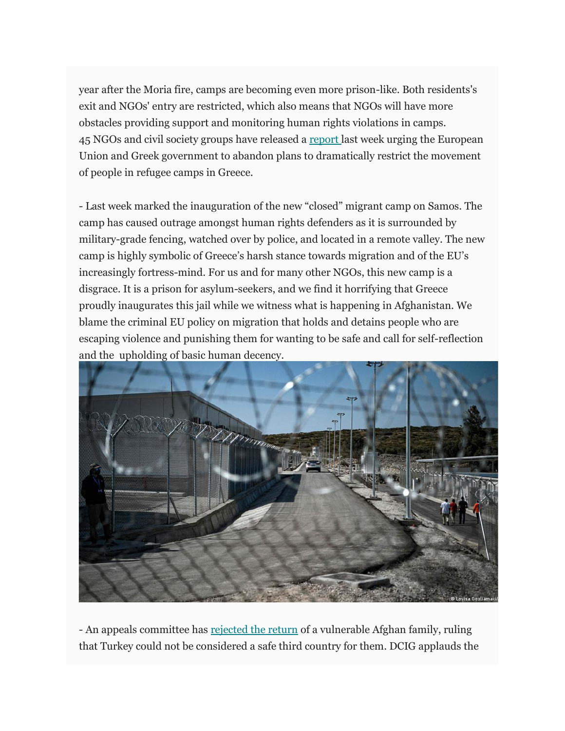year after the Moria fire, camps are becoming even more prison-like. Both residents's exit and NGOs' entry are restricted, which also means that NGOs will have more obstacles providing support and monitoring human rights violations in camps. 45 NGOs and civil society groups have released a [report](#) last week urging the European Union and Greek government to abandon plans to dramatically restrict the movement of people in refugee camps in Greece.

- Last week marked the inauguration of the new "closed" migrant camp on Samos. The camp has caused outrage amongst human rights defenders as it is surrounded by military-grade fencing, watched over by police, and located in a remote valley. The new camp is highly symbolic of Greece's harsh stance towards migration and of the EU's increasingly fortress-mind. For us and for many other NGOs, this new camp is a disgrace. It is a prison for asylum-seekers, and we find it horrifying that Greece proudly inaugurates this jail while we witness what is happening in Afghanistan. We blame the criminal EU policy on migration that holds and detains people who are escaping violence and punishing them for wanting to be safe and call for self-reflection and the upholding of basic human decency.

© Louisa Gouliamaki/

- An appeals committee has [rejected the return](#) of a vulnerable Afghan family, ruling that Turkey could not be considered a safe third country for them. DCIG applauds the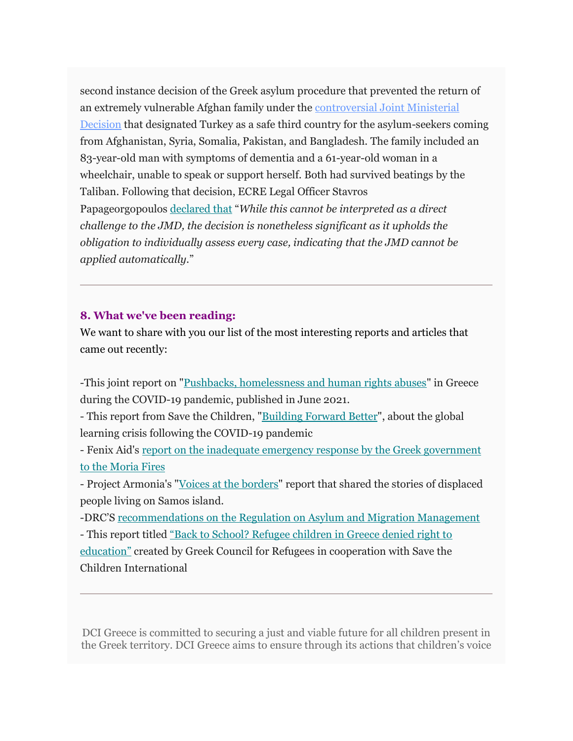second instance decision of the Greek asylum procedure that prevented the return of an extremely vulnerable Afghan family under the controversial Joint Ministerial Decision that designated Turkey as a safe third country for the asylum-seekers coming from Afghanistan, Syria, Somalia, Pakistan, and Bangladesh. The family included an 83-year-old man with symptoms of dementia and a 61-year-old woman in a wheelchair, unable to speak or support herself. Both had survived beatings by the Taliban. Following that decision, ECRE Legal Officer Stavros Papageorgopoulos declared that "*While this cannot be interpreted as a direct challenge to the JMD, the decision is nonetheless significant as it upholds the obligation to individually assess every case, indicating that the JMD cannot be applied automatically.*"

---

### 8. What we've been reading:

We want to share with you our list of the most interesting reports and articles that came out recently:

-This joint report on "Pushbacks, homelessness and human rights abuses" in Greece during the COVID-19 pandemic, published in June 2021.
- This report from Save the Children, "Building Forward Better", about the global learning crisis following the COVID-19 pandemic
- Fenix Aid's report on the inadequate emergency response by the Greek government to the Moria Fires
- Project Armonia's "Voices at the borders" report that shared the stories of displaced people living on Samos island.
-DRC'S recommendations on the Regulation on Asylum and Migration Management
- This report titled "Back to School? Refugee children in Greece denied right to education" created by Greek Council for Refugees in cooperation with Save the Children International

---

DCI Greece is committed to securing a just and viable future for all children present in the Greek territory. DCI Greece aims to ensure through its actions that children's voice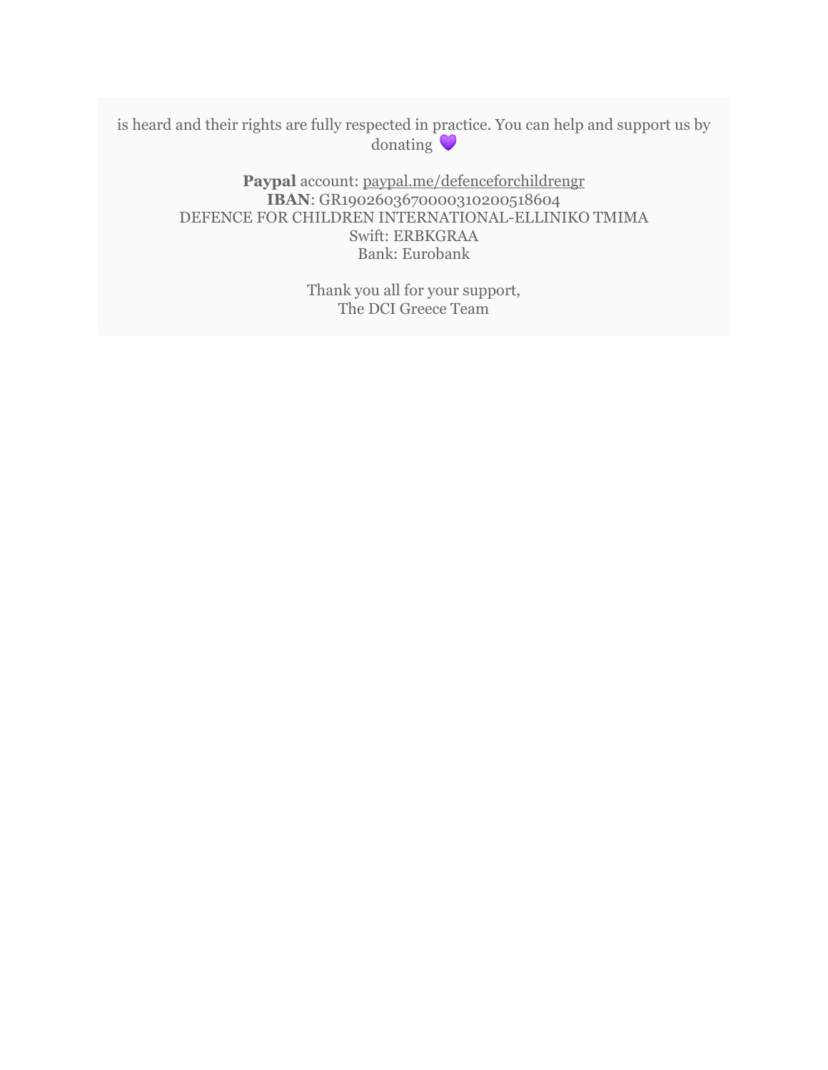is heard and their rights are fully respected in practice. You can help and support us by donating 💜

**Paypal** account: paypal.me/defenceforchildrengr
**IBAN**: GR1902603670000310200518604
DEFENCE FOR CHILDREN INTERNATIONAL-ELLINIKO TMIMA
Swift: ERBKGRAA
Bank: Eurobank

Thank you all for your support,
The DCI Greece Team